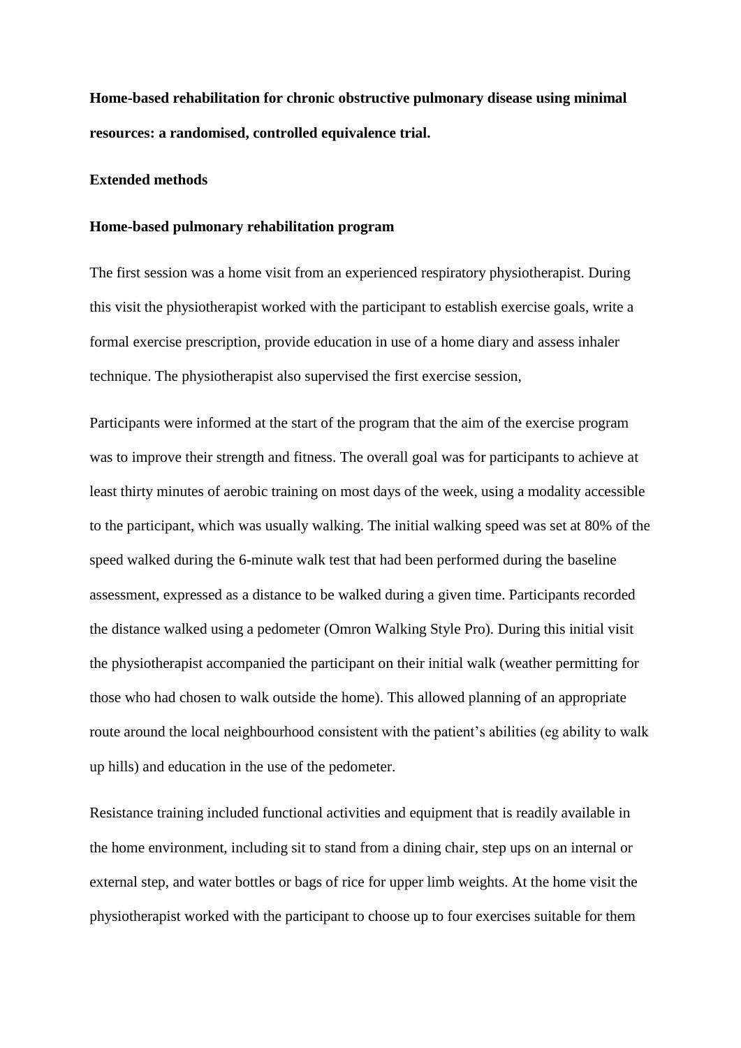**Home-based rehabilitation for chronic obstructive pulmonary disease using minimal resources: a randomised, controlled equivalence trial.**

**Extended methods**

**Home-based pulmonary rehabilitation program**

The first session was a home visit from an experienced respiratory physiotherapist. During this visit the physiotherapist worked with the participant to establish exercise goals, write a formal exercise prescription, provide education in use of a home diary and assess inhaler technique. The physiotherapist also supervised the first exercise session,

Participants were informed at the start of the program that the aim of the exercise program was to improve their strength and fitness. The overall goal was for participants to achieve at least thirty minutes of aerobic training on most days of the week, using a modality accessible to the participant, which was usually walking. The initial walking speed was set at 80% of the speed walked during the 6-minute walk test that had been performed during the baseline assessment, expressed as a distance to be walked during a given time. Participants recorded the distance walked using a pedometer (Omron Walking Style Pro). During this initial visit the physiotherapist accompanied the participant on their initial walk (weather permitting for those who had chosen to walk outside the home). This allowed planning of an appropriate route around the local neighbourhood consistent with the patient's abilities (eg ability to walk up hills) and education in the use of the pedometer.

Resistance training included functional activities and equipment that is readily available in the home environment, including sit to stand from a dining chair, step ups on an internal or external step, and water bottles or bags of rice for upper limb weights. At the home visit the physiotherapist worked with the participant to choose up to four exercises suitable for them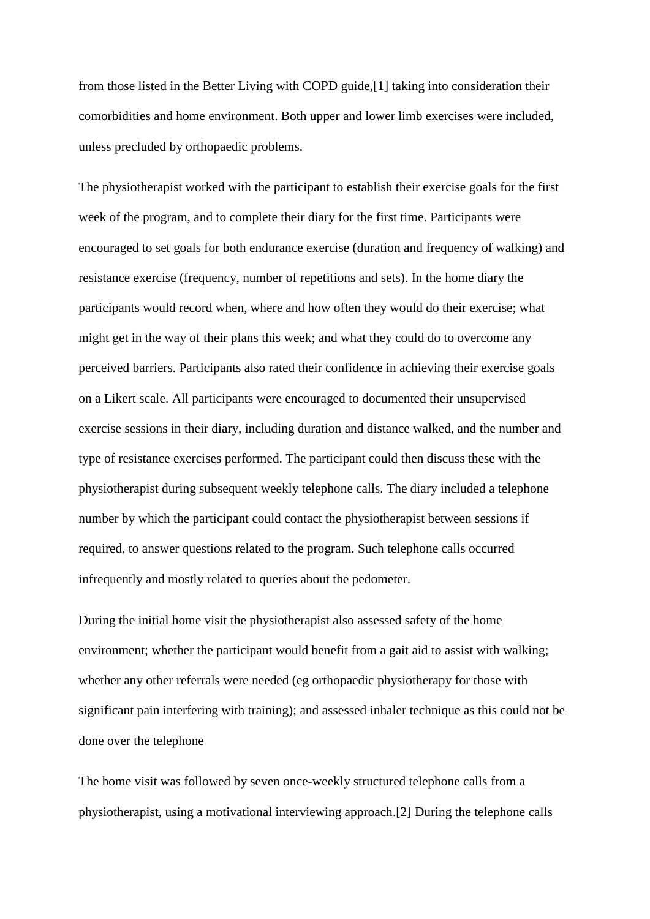from those listed in the Better Living with COPD guide,[1] taking into consideration their comorbidities and home environment. Both upper and lower limb exercises were included, unless precluded by orthopaedic problems.

The physiotherapist worked with the participant to establish their exercise goals for the first week of the program, and to complete their diary for the first time. Participants were encouraged to set goals for both endurance exercise (duration and frequency of walking) and resistance exercise (frequency, number of repetitions and sets). In the home diary the participants would record when, where and how often they would do their exercise; what might get in the way of their plans this week; and what they could do to overcome any perceived barriers. Participants also rated their confidence in achieving their exercise goals on a Likert scale. All participants were encouraged to documented their unsupervised exercise sessions in their diary, including duration and distance walked, and the number and type of resistance exercises performed. The participant could then discuss these with the physiotherapist during subsequent weekly telephone calls. The diary included a telephone number by which the participant could contact the physiotherapist between sessions if required, to answer questions related to the program. Such telephone calls occurred infrequently and mostly related to queries about the pedometer.

During the initial home visit the physiotherapist also assessed safety of the home environment; whether the participant would benefit from a gait aid to assist with walking; whether any other referrals were needed (eg orthopaedic physiotherapy for those with significant pain interfering with training); and assessed inhaler technique as this could not be done over the telephone

The home visit was followed by seven once-weekly structured telephone calls from a physiotherapist, using a motivational interviewing approach.[2] During the telephone calls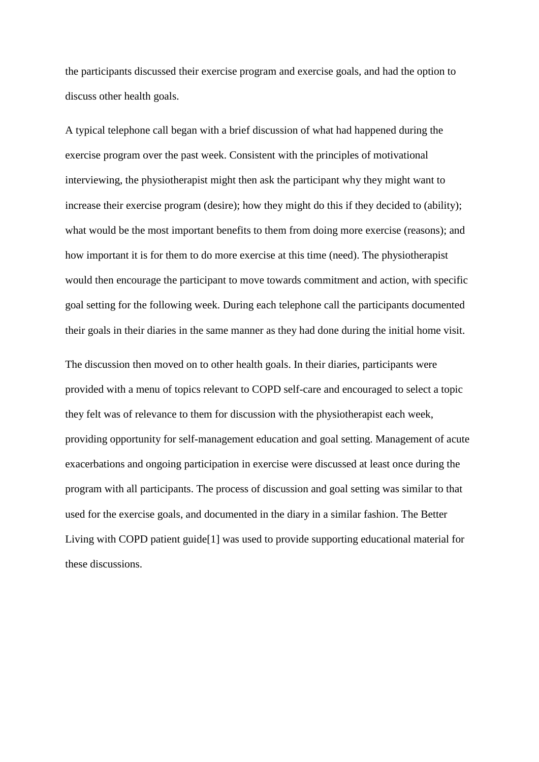the participants discussed their exercise program and exercise goals, and had the option to discuss other health goals.

A typical telephone call began with a brief discussion of what had happened during the exercise program over the past week. Consistent with the principles of motivational interviewing, the physiotherapist might then ask the participant why they might want to increase their exercise program (desire); how they might do this if they decided to (ability); what would be the most important benefits to them from doing more exercise (reasons); and how important it is for them to do more exercise at this time (need). The physiotherapist would then encourage the participant to move towards commitment and action, with specific goal setting for the following week. During each telephone call the participants documented their goals in their diaries in the same manner as they had done during the initial home visit.

The discussion then moved on to other health goals. In their diaries, participants were provided with a menu of topics relevant to COPD self-care and encouraged to select a topic they felt was of relevance to them for discussion with the physiotherapist each week, providing opportunity for self-management education and goal setting. Management of acute exacerbations and ongoing participation in exercise were discussed at least once during the program with all participants. The process of discussion and goal setting was similar to that used for the exercise goals, and documented in the diary in a similar fashion. The Better Living with COPD patient guide[1] was used to provide supporting educational material for these discussions.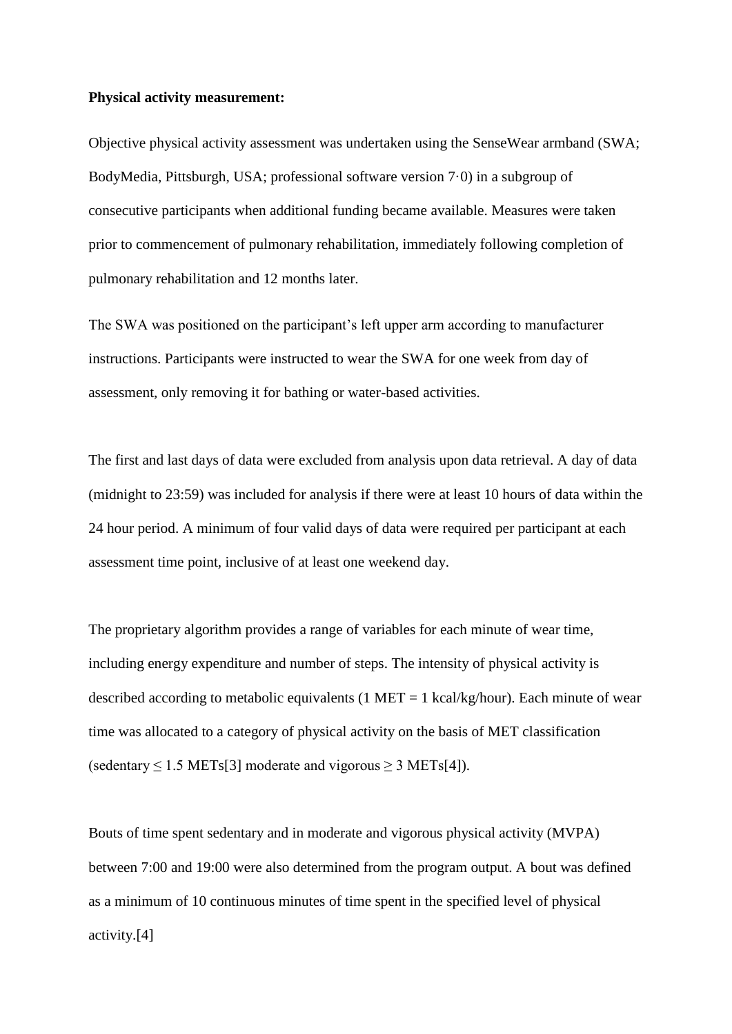**Physical activity measurement:**

Objective physical activity assessment was undertaken using the SenseWear armband (SWA; BodyMedia, Pittsburgh, USA; professional software version 7·0) in a subgroup of consecutive participants when additional funding became available. Measures were taken prior to commencement of pulmonary rehabilitation, immediately following completion of pulmonary rehabilitation and 12 months later.

The SWA was positioned on the participant's left upper arm according to manufacturer instructions. Participants were instructed to wear the SWA for one week from day of assessment, only removing it for bathing or water-based activities.

The first and last days of data were excluded from analysis upon data retrieval. A day of data (midnight to 23:59) was included for analysis if there were at least 10 hours of data within the 24 hour period. A minimum of four valid days of data were required per participant at each assessment time point, inclusive of at least one weekend day.

The proprietary algorithm provides a range of variables for each minute of wear time, including energy expenditure and number of steps. The intensity of physical activity is described according to metabolic equivalents (1 MET = 1 kcal/kg/hour). Each minute of wear time was allocated to a category of physical activity on the basis of MET classification (sedentary $\leq$ 1.5 METs[3] moderate and vigorous $\geq$ 3 METs[4]).

Bouts of time spent sedentary and in moderate and vigorous physical activity (MVPA) between 7:00 and 19:00 were also determined from the program output. A bout was defined as a minimum of 10 continuous minutes of time spent in the specified level of physical activity.[4]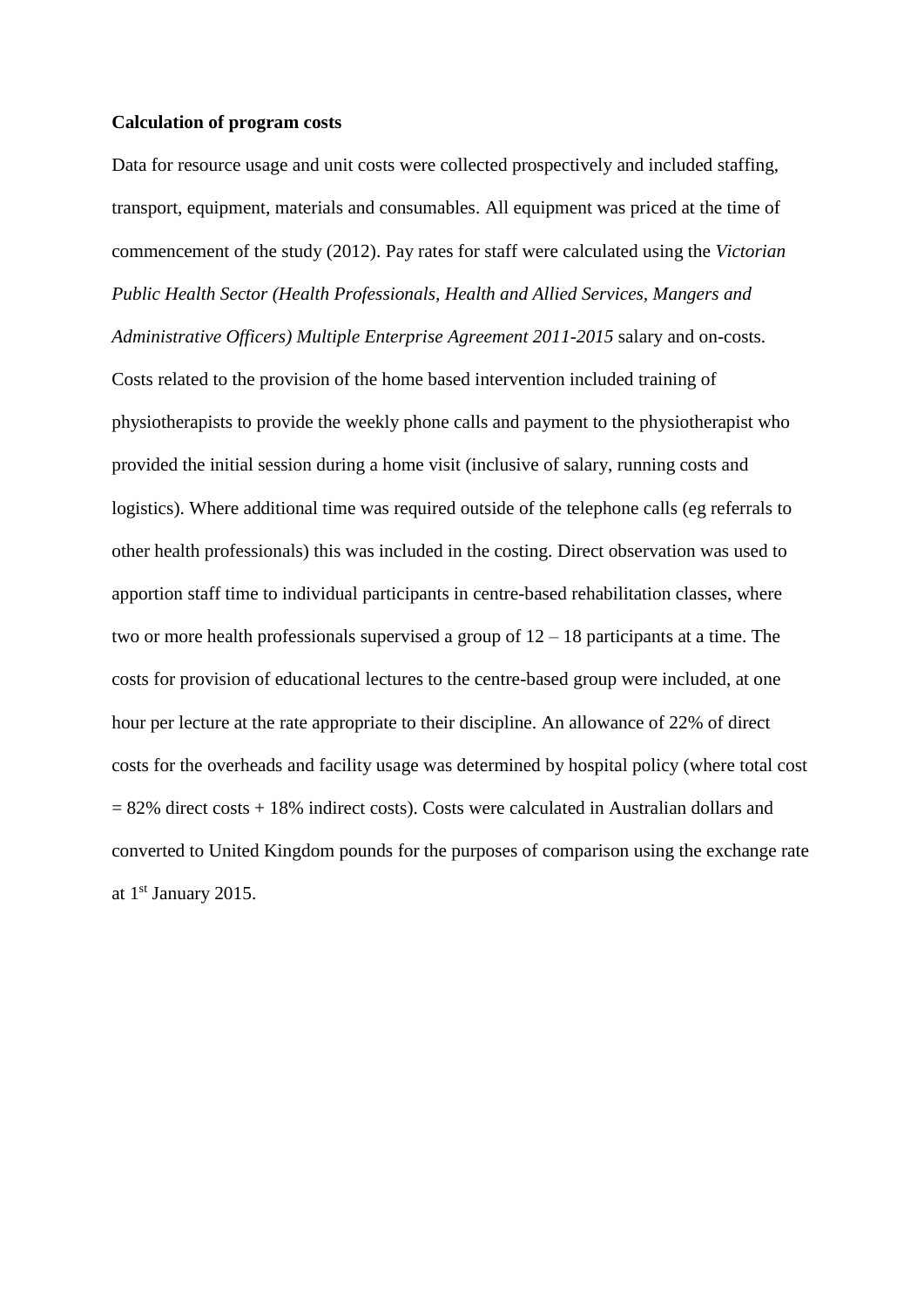**Calculation of program costs**

Data for resource usage and unit costs were collected prospectively and included staffing, transport, equipment, materials and consumables. All equipment was priced at the time of commencement of the study (2012). Pay rates for staff were calculated using the *Victorian Public Health Sector (Health Professionals, Health and Allied Services, Mangers and Administrative Officers) Multiple Enterprise Agreement 2011-2015* salary and on-costs. Costs related to the provision of the home based intervention included training of physiotherapists to provide the weekly phone calls and payment to the physiotherapist who provided the initial session during a home visit (inclusive of salary, running costs and logistics). Where additional time was required outside of the telephone calls (eg referrals to other health professionals) this was included in the costing. Direct observation was used to apportion staff time to individual participants in centre-based rehabilitation classes, where two or more health professionals supervised a group of 12 – 18 participants at a time. The costs for provision of educational lectures to the centre-based group were included, at one hour per lecture at the rate appropriate to their discipline. An allowance of 22% of direct costs for the overheads and facility usage was determined by hospital policy (where total cost = 82% direct costs + 18% indirect costs). Costs were calculated in Australian dollars and converted to United Kingdom pounds for the purposes of comparison using the exchange rate at 1st January 2015.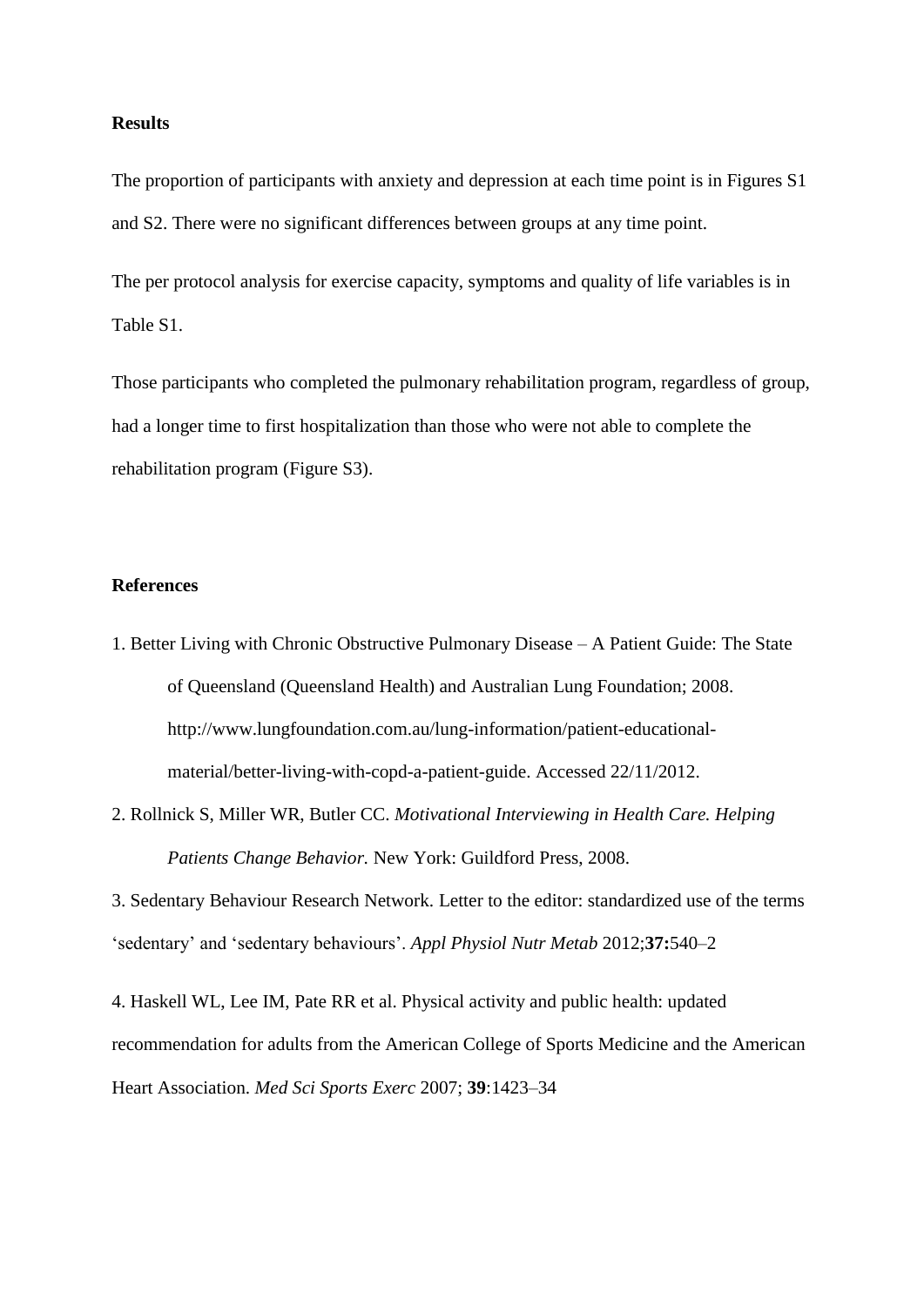**Results**

The proportion of participants with anxiety and depression at each time point is in Figures S1 and S2. There were no significant differences between groups at any time point.

The per protocol analysis for exercise capacity, symptoms and quality of life variables is in Table S1.

Those participants who completed the pulmonary rehabilitation program, regardless of group, had a longer time to first hospitalization than those who were not able to complete the rehabilitation program (Figure S3).

**References**

1. Better Living with Chronic Obstructive Pulmonary Disease – A Patient Guide: The State of Queensland (Queensland Health) and Australian Lung Foundation; 2008. http://www.lungfoundation.com.au/lung-information/patient-educational-material/better-living-with-copd-a-patient-guide. Accessed 22/11/2012.

2. Rollnick S, Miller WR, Butler CC. *Motivational Interviewing in Health Care. Helping Patients Change Behavior.* New York: Guildford Press, 2008.

3. Sedentary Behaviour Research Network. Letter to the editor: standardized use of the terms 'sedentary' and 'sedentary behaviours'. *Appl Physiol Nutr Metab* 2012;**37:**540–2

4. Haskell WL, Lee IM, Pate RR et al. Physical activity and public health: updated recommendation for adults from the American College of Sports Medicine and the American Heart Association. *Med Sci Sports Exerc* 2007; **39**:1423–34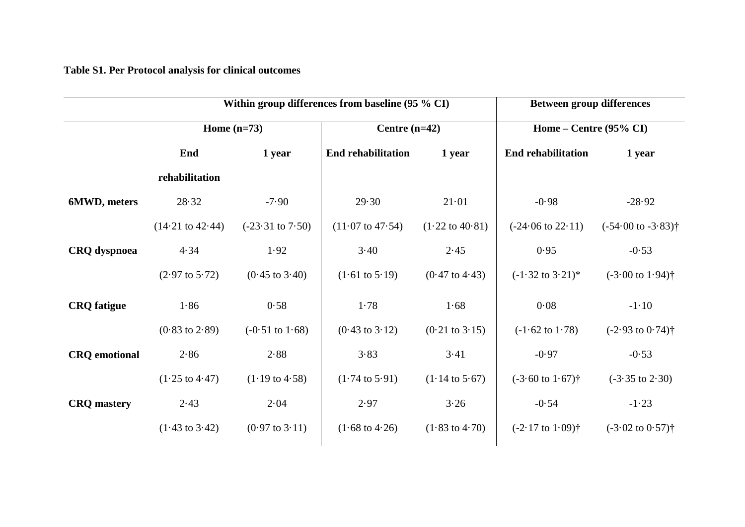**Table S1. Per Protocol analysis for clinical outcomes**

| | Within group differences from baseline (95 % CI) | | | | Between group differences | |
|---|---|---|---|---|---|---|
| | Home (n=73) | | Centre (n=42) | | Home – Centre (95% CI) | |
| | End rehabilitation | 1 year | End rehabilitation | 1 year | End rehabilitation | 1 year |
| **6MWD, meters** | 28·32 | -7·90 | 29·30 | 21·01 | -0·98 | -28·92 |
| | (14·21 to 42·44) | (-23·31 to 7·50) | (11·07 to 47·54) | (1·22 to 40·81) | (-24·06 to 22·11) | (-54·00 to -3·83)† |
| **CRQ dyspnoea** | 4·34 | 1·92 | 3·40 | 2·45 | 0·95 | -0·53 |
| | (2·97 to 5·72) | (0·45 to 3·40) | (1·61 to 5·19) | (0·47 to 4·43) | (-1·32 to 3·21)* | (-3·00 to 1·94)† |
| **CRQ fatigue** | 1·86 | 0·58 | 1·78 | 1·68 | 0·08 | -1·10 |
| | (0·83 to 2·89) | (-0·51 to 1·68) | (0·43 to 3·12) | (0·21 to 3·15) | (-1·62 to 1·78) | (-2·93 to 0·74)† |
| **CRQ emotional** | 2·86 | 2·88 | 3·83 | 3·41 | -0·97 | -0·53 |
| | (1·25 to 4·47) | (1·19 to 4·58) | (1·74 to 5·91) | (1·14 to 5·67) | (-3·60 to 1·67)† | (-3·35 to 2·30) |
| **CRQ mastery** | 2·43 | 2·04 | 2·97 | 3·26 | -0·54 | -1·23 |
| | (1·43 to 3·42) | (0·97 to 3·11) | (1·68 to 4·26) | (1·83 to 4·70) | (-2·17 to 1·09)† | (-3·02 to 0·57)† |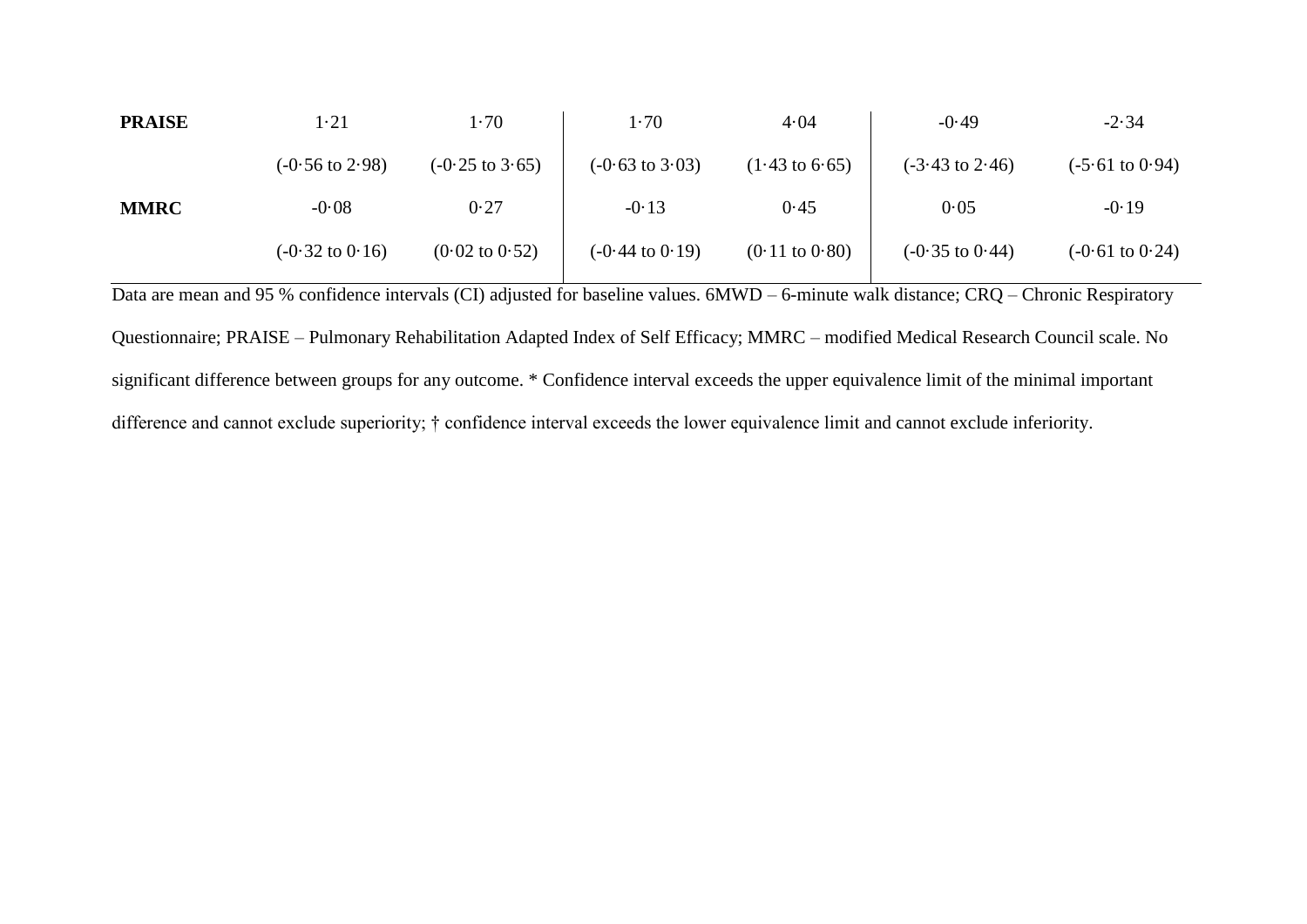| | | | | | | |
|---|---|---|---|---|---|---|
| **PRAISE** | 1·21 | 1·70 | 1·70 | 4·04 | -0·49 | -2·34 |
| | (-0·56 to 2·98) | (-0·25 to 3·65) | (-0·63 to 3·03) | (1·43 to 6·65) | (-3·43 to 2·46) | (-5·61 to 0·94) |
| **MMRC** | -0·08 | 0·27 | -0·13 | 0·45 | 0·05 | -0·19 |
| | (-0·32 to 0·16) | (0·02 to 0·52) | (-0·44 to 0·19) | (0·11 to 0·80) | (-0·35 to 0·44) | (-0·61 to 0·24) |

Data are mean and 95 % confidence intervals (CI) adjusted for baseline values. 6MWD – 6-minute walk distance; CRQ – Chronic Respiratory Questionnaire; PRAISE – Pulmonary Rehabilitation Adapted Index of Self Efficacy; MMRC – modified Medical Research Council scale. No significant difference between groups for any outcome. * Confidence interval exceeds the upper equivalence limit of the minimal important difference and cannot exclude superiority; † confidence interval exceeds the lower equivalence limit and cannot exclude inferiority.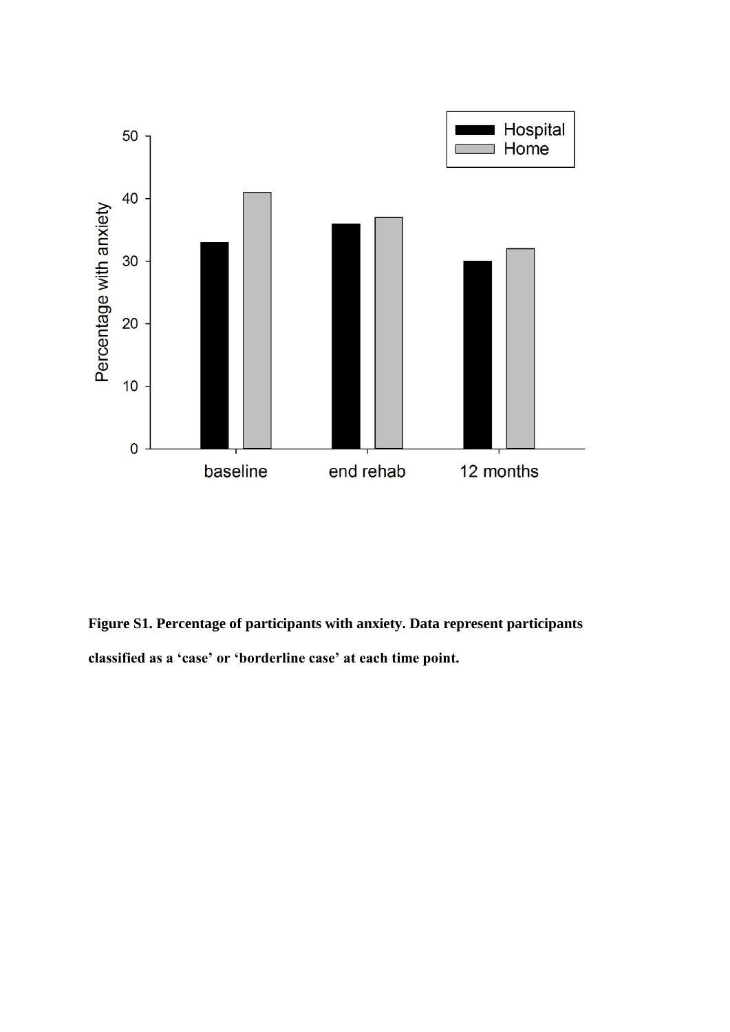**Figure S1. Percentage of participants with anxiety. Data represent participants classified as a 'case' or 'borderline case' at each time point.**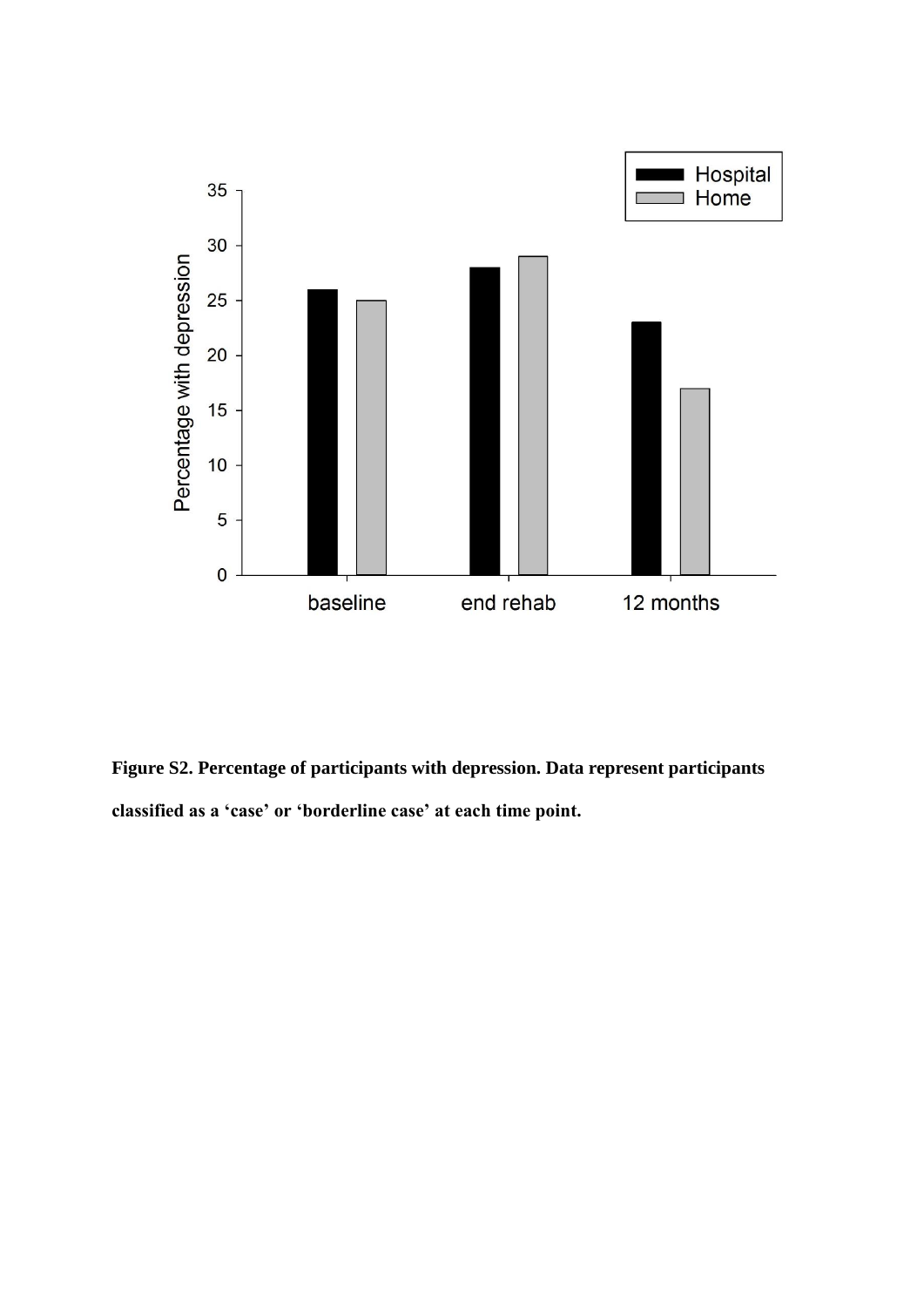**Figure S2. Percentage of participants with depression. Data represent participants classified as a 'case' or 'borderline case' at each time point.**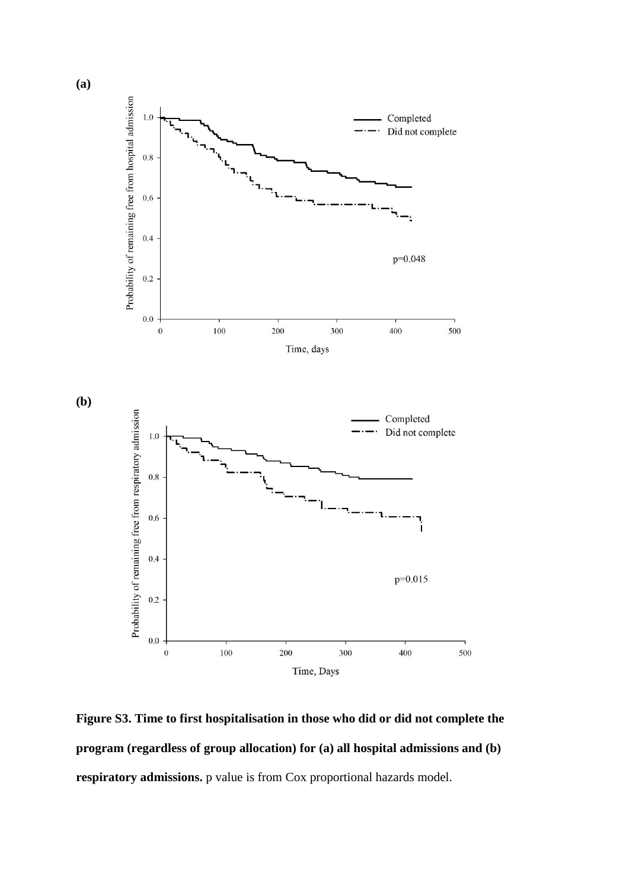(a)

Probability of remaining free from hospital admission

1.0
0.8
0.6
0.4
0.2
0.0

0
100
200
300
400
500

Time, days

Completed
Did not complete

p=0.048

(b)

Probability of remaining free from respiratory admission

1.0
0.8
0.6
0.4
0.2
0.0

0
100
200
300
400
500

Time, Days

Completed
Did not complete

p=0.015

**Figure S3. Time to first hospitalisation in those who did or did not complete the program (regardless of group allocation) for (a) all hospital admissions and (b) respiratory admissions.** p value is from Cox proportional hazards model.